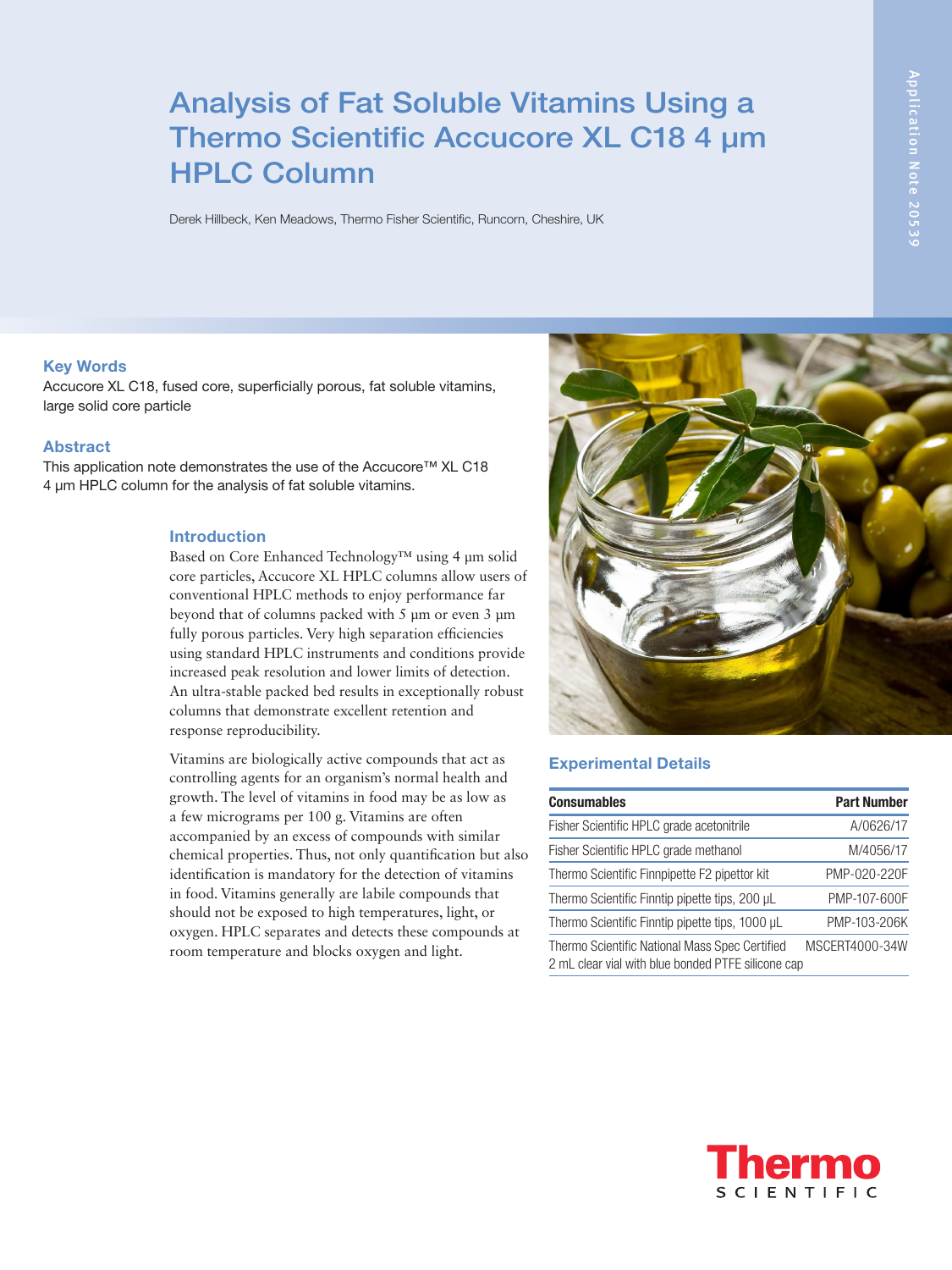# Analysis of Fat Soluble Vitamins Using a Thermo Scientific Accucore XL C18 4 µm HPLC Column

Derek Hillbeck, Ken Meadows, Thermo Fisher Scientific, Runcorn, Cheshire, UK

## Key Words

Accucore XL C18, fused core, superficially porous, fat soluble vitamins, large solid core particle

## Abstract

This application note demonstrates the use of the Accucore™ XL C18 4 µm HPLC column for the analysis of fat soluble vitamins.

## Introduction

Based on Core Enhanced Technology™ using 4 µm solid core particles, Accucore XL HPLC columns allow users of conventional HPLC methods to enjoy performance far beyond that of columns packed with 5 µm or even 3 µm fully porous particles. Very high separation efficiencies using standard HPLC instruments and conditions provide increased peak resolution and lower limits of detection. An ultra-stable packed bed results in exceptionally robust columns that demonstrate excellent retention and response reproducibility.

Vitamins are biologically active compounds that act as controlling agents for an organism's normal health and growth. The level of vitamins in food may be as low as a few micrograms per 100 g. Vitamins are often accompanied by an excess of compounds with similar chemical properties. Thus, not only quantification but also identification is mandatory for the detection of vitamins in food. Vitamins generally are labile compounds that should not be exposed to high temperatures, light, or oxygen. HPLC separates and detects these compounds at room temperature and blocks oxygen and light.

## Experimental Details

| Consumables | Part Number |
|---|---|
| Fisher Scientific HPLC grade acetonitrile | A/0626/17 |
| Fisher Scientific HPLC grade methanol | M/4056/17 |
| Thermo Scientific Finnpipette F2 pipettor kit | PMP-020-220F |
| Thermo Scientific Finntip pipette tips, 200 µL | PMP-107-600F |
| Thermo Scientific Finntip pipette tips, 1000 µL | PMP-103-206K |
| Thermo Scientific National Mass Spec Certified 2 mL clear vial with blue bonded PTFE silicone cap | MSCERT4000-34W |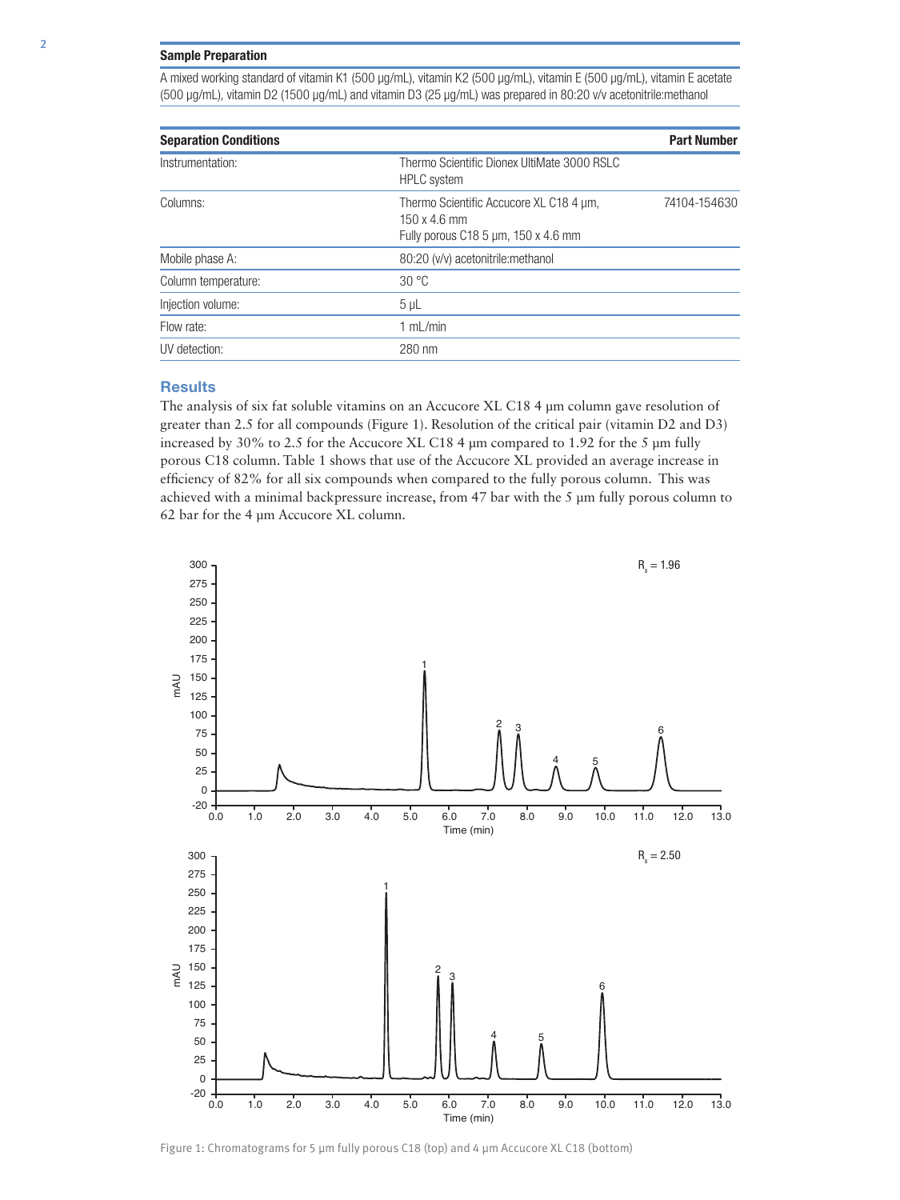## Sample Preparation

A mixed working standard of vitamin K1 (500 µg/mL), vitamin K2 (500 µg/mL), vitamin E (500 µg/mL), vitamin E acetate (500 µg/mL), vitamin D2 (1500 µg/mL) and vitamin D3 (25 µg/mL) was prepared in 80:20 v/v acetonitrile:methanol

| Separation Conditions | | Part Number |
|---|---|---|
| Instrumentation: | Thermo Scientific Dionex UltiMate 3000 RSLC HPLC system | |
| Columns: | Thermo Scientific Accucore XL C18 4 µm, 150 x 4.6 mm<br>Fully porous C18 5 µm, 150 x 4.6 mm | 74104-154630 |
| Mobile phase A: | 80:20 (v/v) acetonitrile:methanol | |
| Column temperature: | 30 °C | |
| Injection volume: | 5 µL | |
| Flow rate: | 1 mL/min | |
| UV detection: | 280 nm | |

## Results

The analysis of six fat soluble vitamins on an Accucore XL C18 4 µm column gave resolution of greater than 2.5 for all compounds (Figure 1). Resolution of the critical pair (vitamin D2 and D3) increased by 30% to 2.5 for the Accucore XL C18 4 µm compared to 1.92 for the 5 µm fully porous C18 column. Table 1 shows that use of the Accucore XL provided an average increase in efficiency of 82% for all six compounds when compared to the fully porous column. This was achieved with a minimal backpressure increase, from 47 bar with the 5 µm fully porous column to 62 bar for the 4 µm Accucore XL column.

Figure 1: Chromatograms for 5 µm fully porous C18 (top) and 4 µm Accucore XL C18 (bottom)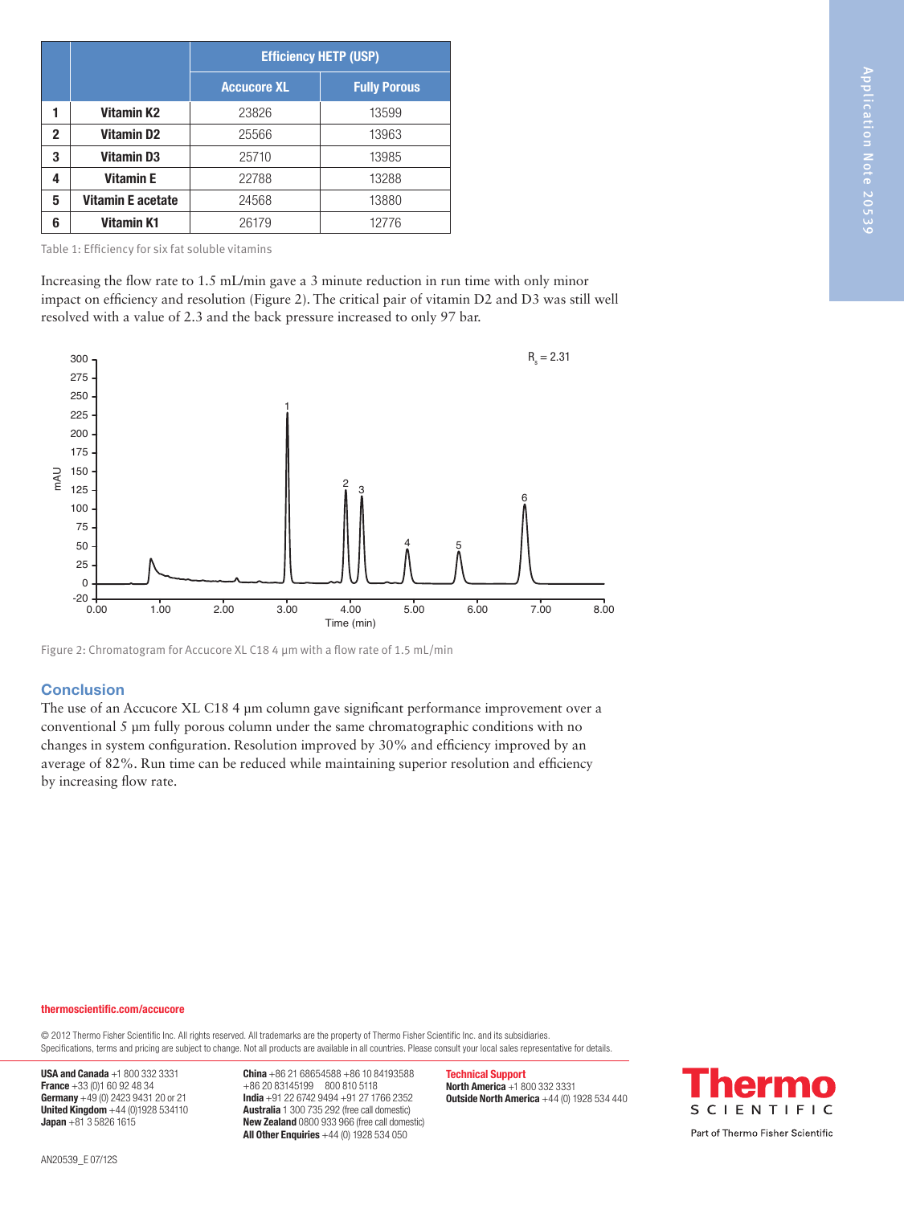| | | Efficiency HETP (USP) | |
|---|---|---|---|
| | | Accucore XL | Fully Porous |
| 1 | Vitamin K2 | 23826 | 13599 |
| 2 | Vitamin D2 | 25566 | 13963 |
| 3 | Vitamin D3 | 25710 | 13985 |
| 4 | Vitamin E | 22788 | 13288 |
| 5 | Vitamin E acetate | 24568 | 13880 |
| 6 | Vitamin K1 | 26179 | 12776 |

Table 1: Efficiency for six fat soluble vitamins

Increasing the flow rate to 1.5 mL/min gave a 3 minute reduction in run time with only minor impact on efficiency and resolution (Figure 2). The critical pair of vitamin D2 and D3 was still well resolved with a value of 2.3 and the back pressure increased to only 97 bar.

$R_s$ = 2.31

mAU

300
275
250
225
200
175
150
125
100
75
50
25
0
-20

0.00 1.00 2.00 3.00 4.00 5.00 6.00 7.00 8.00

Time (min)

1 2 3 4 5 6

Figure 2: Chromatogram for Accucore XL C18 4 µm with a flow rate of 1.5 mL/min

## Conclusion

The use of an Accucore XL C18 4 µm column gave significant performance improvement over a conventional 5 µm fully porous column under the same chromatographic conditions with no changes in system configuration. Resolution improved by 30% and efficiency improved by an average of 82%. Run time can be reduced while maintaining superior resolution and efficiency by increasing flow rate.

**thermoscientific.com/accucore**

© 2012 Thermo Fisher Scientific Inc. All rights reserved. All trademarks are the property of Thermo Fisher Scientific Inc. and its subsidiaries.
Specifications, terms and pricing are subject to change. Not all products are available in all countries. Please consult your local sales representative for details.

**USA and Canada** +1 800 332 3331
**France** +33 (0)1 60 92 48 34
**Germany** +49 (0) 2423 9431 20 or 21
**United Kingdom** +44 (0)1928 534110
**Japan** +81 3 5826 1615

**China** +86 21 68654588 +86 10 84193588
+86 20 83145199 800 810 5118
**India** +91 22 6742 9494 +91 27 1766 2352
**Australia** 1 300 735 292 (free call domestic)
**New Zealand** 0800 933 966 (free call domestic)
**All Other Enquiries** +44 (0) 1928 534 050

**Technical Support**
**North America** +1 800 332 3331
**Outside North America** +44 (0) 1928 534 440

Thermo SCIENTIFIC
Part of Thermo Fisher Scientific

AN20539_E 07/12S